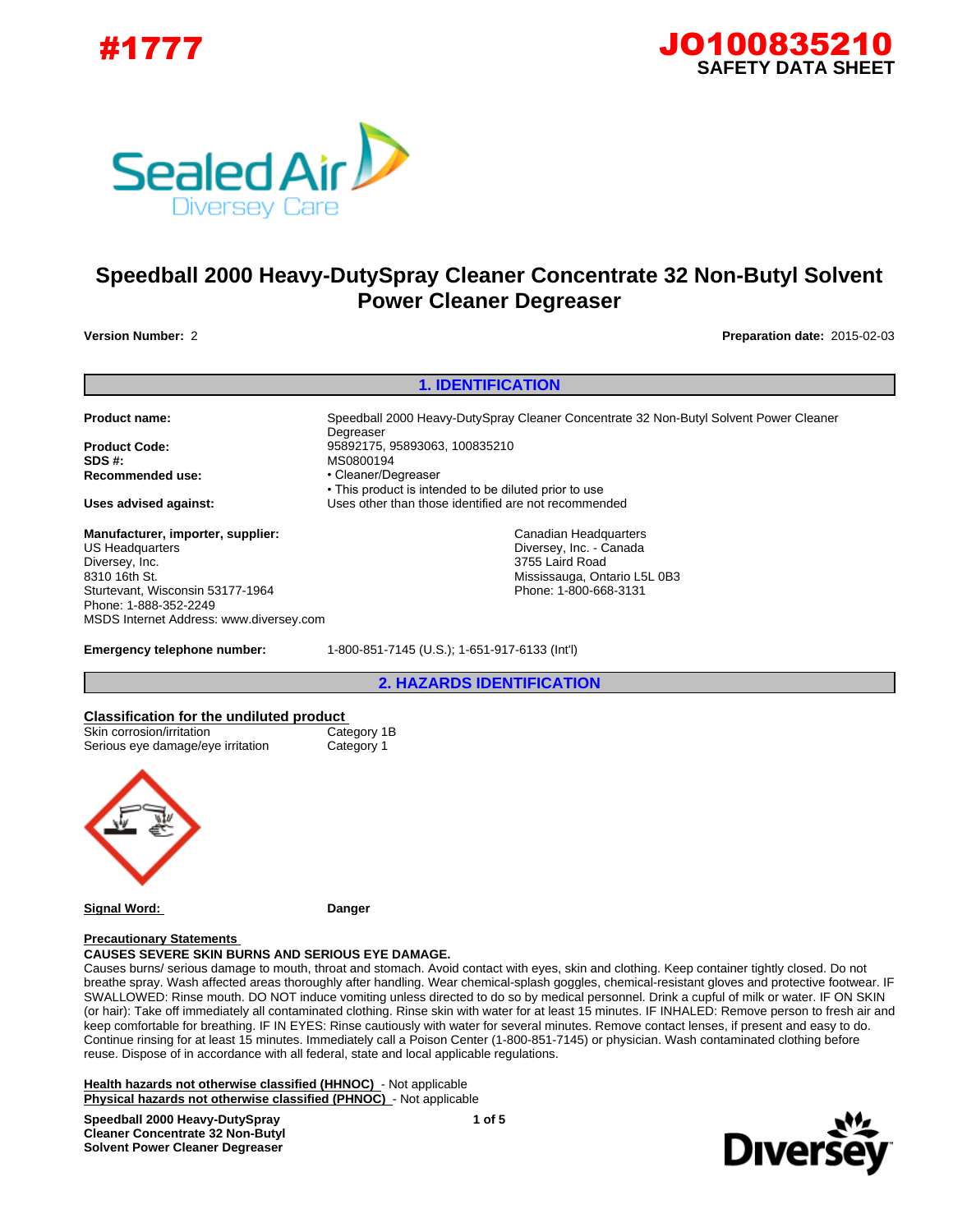#1777

**JO100835210**
**SAFETY DATA SHEET**

# Speedball 2000 Heavy-DutySpray Cleaner Concentrate 32 Non-Butyl Solvent Power Cleaner Degreaser

**Version Number:** 2

**Preparation date:** 2015-02-03

## 1. IDENTIFICATION

**Product name:** Speedball 2000 Heavy-DutySpray Cleaner Concentrate 32 Non-Butyl Solvent Power Cleaner Degreaser

**Product Code:** 95892175, 95893063, 100835210

**SDS #:** MS0800194

**Recommended use:**
- Cleaner/Degreaser
- This product is intended to be diluted prior to use

**Uses advised against:** Uses other than those identified are not recommended

**Manufacturer, importer, supplier:**

US Headquarters
Diversey, Inc.
8310 16th St.
Sturtevant, Wisconsin 53177-1964
Phone: 1-888-352-2249
MSDS Internet Address: www.diversey.com

Canadian Headquarters
Diversey, Inc. - Canada
3755 Laird Road
Mississauga, Ontario L5L 0B3
Phone: 1-800-668-3131

**Emergency telephone number:** 1-800-851-7145 (U.S.); 1-651-917-6133 (Int'l)

## 2. HAZARDS IDENTIFICATION

**Classification for the undiluted product**

| | |
|---|---|
| Skin corrosion/irritation | Category 1B |
| Serious eye damage/eye irritation | Category 1 |

**Signal Word:** **Danger**

**Precautionary Statements**

**CAUSES SEVERE SKIN BURNS AND SERIOUS EYE DAMAGE.**

Causes burns/ serious damage to mouth, throat and stomach. Avoid contact with eyes, skin and clothing. Keep container tightly closed. Do not breathe spray. Wash affected areas thoroughly after handling. Wear chemical-splash goggles, chemical-resistant gloves and protective footwear. IF SWALLOWED: Rinse mouth. DO NOT induce vomiting unless directed to do so by medical personnel. Drink a cupful of milk or water. IF ON SKIN (or hair): Take off immediately all contaminated clothing. Rinse skin with water for at least 15 minutes. IF INHALED: Remove person to fresh air and keep comfortable for breathing. IF IN EYES: Rinse cautiously with water for several minutes. Remove contact lenses, if present and easy to do. Continue rinsing for at least 15 minutes. Immediately call a Poison Center (1-800-851-7145) or physician. Wash contaminated clothing before reuse. Dispose of in accordance with all federal, state and local applicable regulations.

**Health hazards not otherwise classified (HHNOC)** - Not applicable
**Physical hazards not otherwise classified (PHNOC)** - Not applicable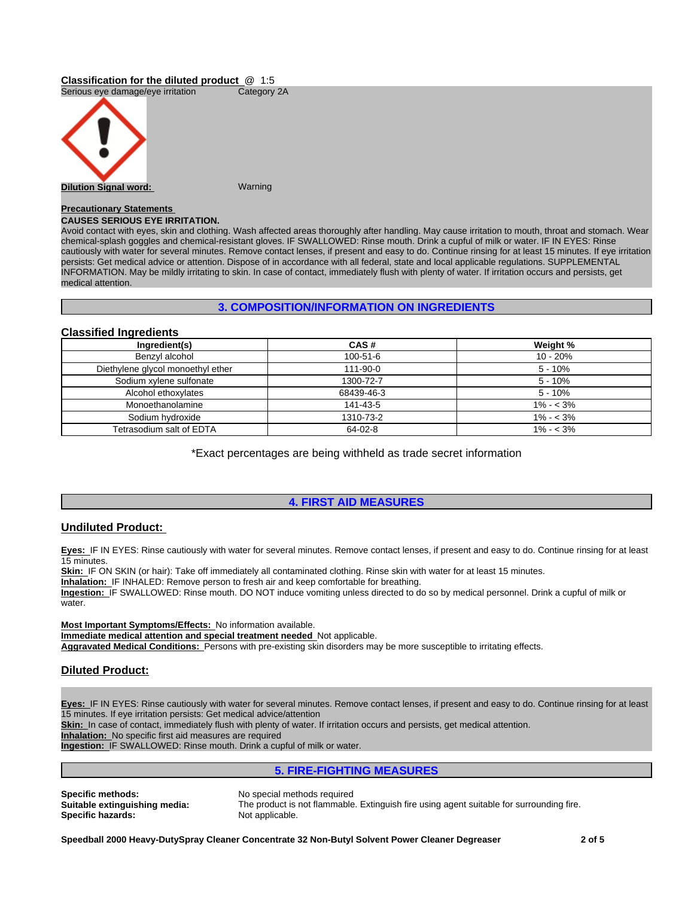**Classification for the diluted product** @ 1:5

Serious eye damage/eye irritation    Category 2A

**Dilution Signal word:**    Warning

**Precautionary Statements**

**CAUSES SERIOUS EYE IRRITATION.**

Avoid contact with eyes, skin and clothing. Wash affected areas thoroughly after handling. May cause irritation to mouth, throat and stomach. Wear chemical-splash goggles and chemical-resistant gloves. IF SWALLOWED: Rinse mouth. Drink a cupful of milk or water. IF IN EYES: Rinse cautiously with water for several minutes. Remove contact lenses, if present and easy to do. Continue rinsing for at least 15 minutes. If eye irritation persists: Get medical advice or attention. Dispose of in accordance with all federal, state and local applicable regulations. SUPPLEMENTAL INFORMATION. May be mildly irritating to skin. In case of contact, immediately flush with plenty of water. If irritation occurs and persists, get medical attention.

## 3. COMPOSITION/INFORMATION ON INGREDIENTS

### Classified Ingredients

| Ingredient(s) | CAS # | Weight % |
|---|---|---|
| Benzyl alcohol | 100-51-6 | 10 - 20% |
| Diethylene glycol monoethyl ether | 111-90-0 | 5 - 10% |
| Sodium xylene sulfonate | 1300-72-7 | 5 - 10% |
| Alcohol ethoxylates | 68439-46-3 | 5 - 10% |
| Monoethanolamine | 141-43-5 | 1% - < 3% |
| Sodium hydroxide | 1310-73-2 | 1% - < 3% |
| Tetrasodium salt of EDTA | 64-02-8 | 1% - < 3% |

*Exact percentages are being withheld as trade secret information

## 4. FIRST AID MEASURES

### Undiluted Product:

**Eyes:** IF IN EYES: Rinse cautiously with water for several minutes. Remove contact lenses, if present and easy to do. Continue rinsing for at least 15 minutes.

**Skin:** IF ON SKIN (or hair): Take off immediately all contaminated clothing. Rinse skin with water for at least 15 minutes.

**Inhalation:** IF INHALED: Remove person to fresh air and keep comfortable for breathing.

**Ingestion:** IF SWALLOWED: Rinse mouth. DO NOT induce vomiting unless directed to do so by medical personnel. Drink a cupful of milk or water.

**Most Important Symptoms/Effects:** No information available.

**Immediate medical attention and special treatment needed** Not applicable.

**Aggravated Medical Conditions:** Persons with pre-existing skin disorders may be more susceptible to irritating effects.

### Diluted Product:

**Eyes:** IF IN EYES: Rinse cautiously with water for several minutes. Remove contact lenses, if present and easy to do. Continue rinsing for at least 15 minutes. If eye irritation persists: Get medical advice/attention

**Skin:** In case of contact, immediately flush with plenty of water. If irritation occurs and persists, get medical attention.

**Inhalation:** No specific first aid measures are required

**Ingestion:** IF SWALLOWED: Rinse mouth. Drink a cupful of milk or water.

## 5. FIRE-FIGHTING MEASURES

**Specific methods:** No special methods required

**Suitable extinguishing media:** The product is not flammable. Extinguish fire using agent suitable for surrounding fire.

**Specific hazards:** Not applicable.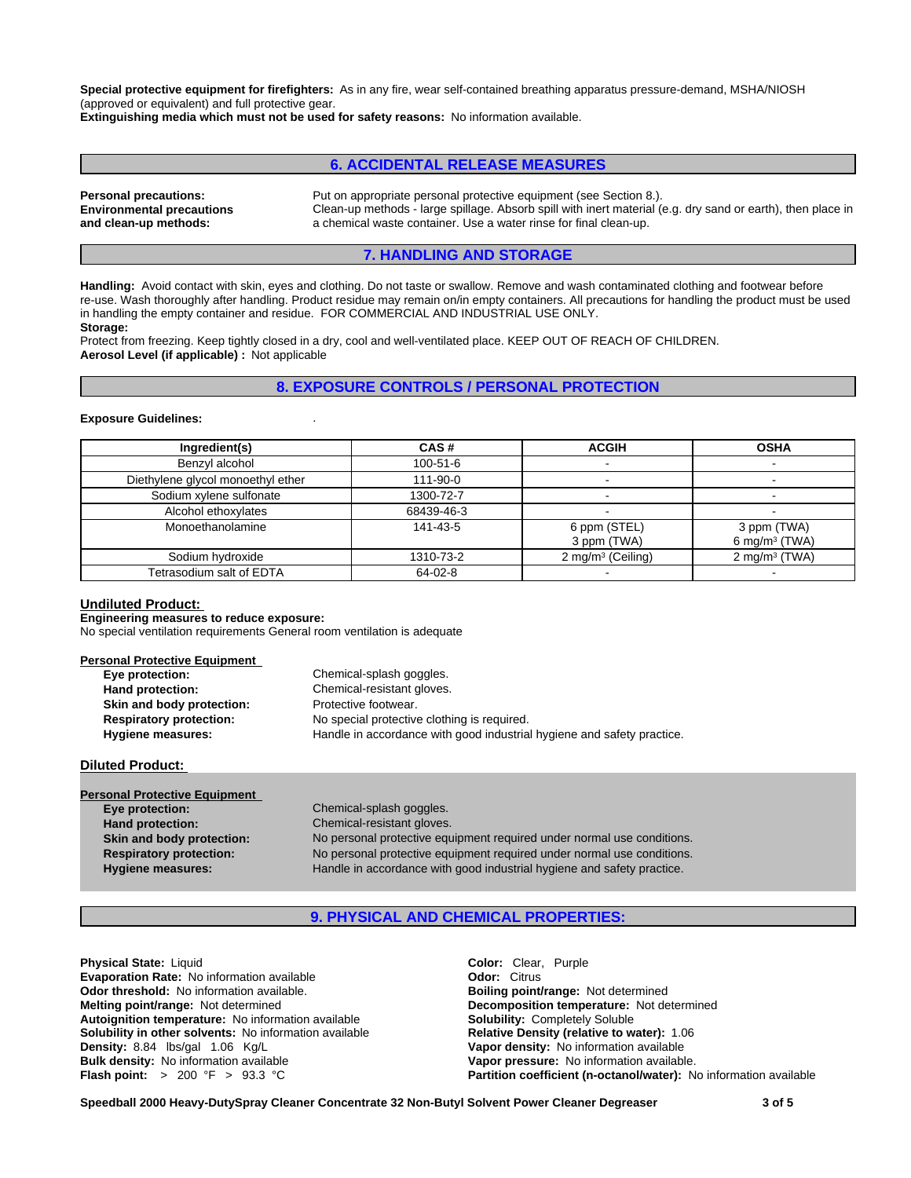**Special protective equipment for firefighters:** As in any fire, wear self-contained breathing apparatus pressure-demand, MSHA/NIOSH (approved or equivalent) and full protective gear.
**Extinguishing media which must not be used for safety reasons:** No information available.

## 6. ACCIDENTAL RELEASE MEASURES

**Personal precautions:** Put on appropriate personal protective equipment (see Section 8.).
**Environmental precautions and clean-up methods:** Clean-up methods - large spillage. Absorb spill with inert material (e.g. dry sand or earth), then place in a chemical waste container. Use a water rinse for final clean-up.

## 7. HANDLING AND STORAGE

**Handling:** Avoid contact with skin, eyes and clothing. Do not taste or swallow. Remove and wash contaminated clothing and footwear before re-use. Wash thoroughly after handling. Product residue may remain on/in empty containers. All precautions for handling the product must be used in handling the empty container and residue. FOR COMMERCIAL AND INDUSTRIAL USE ONLY.
**Storage:**
Protect from freezing. Keep tightly closed in a dry, cool and well-ventilated place. KEEP OUT OF REACH OF CHILDREN.
**Aerosol Level (if applicable) :** Not applicable

## 8. EXPOSURE CONTROLS / PERSONAL PROTECTION

**Exposure Guidelines:** .

| Ingredient(s) | CAS # | ACGIH | OSHA |
|---|---|---|---|
| Benzyl alcohol | 100-51-6 | - | - |
| Diethylene glycol monoethyl ether | 111-90-0 | - | - |
| Sodium xylene sulfonate | 1300-72-7 | - | - |
| Alcohol ethoxylates | 68439-46-3 | - | - |
| Monoethanolamine | 141-43-5 | 6 ppm (STEL)<br>3 ppm (TWA) | 3 ppm (TWA)<br>6 mg/m³ (TWA) |
| Sodium hydroxide | 1310-73-2 | 2 mg/m³ (Ceiling) | 2 mg/m³ (TWA) |
| Tetrasodium salt of EDTA | 64-02-8 | - | - |

### Undiluted Product:

**Engineering measures to reduce exposure:**
No special ventilation requirements General room ventilation is adequate

**Personal Protective Equipment**

- **Eye protection:** Chemical-splash goggles.
- **Hand protection:** Chemical-resistant gloves.
- **Skin and body protection:** Protective footwear.
- **Respiratory protection:** No special protective clothing is required.
- **Hygiene measures:** Handle in accordance with good industrial hygiene and safety practice.

### Diluted Product:

**Personal Protective Equipment**

- **Eye protection:** Chemical-splash goggles.
- **Hand protection:** Chemical-resistant gloves.
- **Skin and body protection:** No personal protective equipment required under normal use conditions.
- **Respiratory protection:** No personal protective equipment required under normal use conditions.
- **Hygiene measures:** Handle in accordance with good industrial hygiene and safety practice.

## 9. PHYSICAL AND CHEMICAL PROPERTIES:

**Physical State:** Liquid
**Evaporation Rate:** No information available
**Odor threshold:** No information available.
**Melting point/range:** Not determined
**Autoignition temperature:** No information available
**Solubility in other solvents:** No information available
**Density:** 8.84 lbs/gal 1.06 Kg/L
**Bulk density:** No information available
**Flash point:** > 200 °F > 93.3 °C

**Color:** Clear, Purple
**Odor:** Citrus
**Boiling point/range:** Not determined
**Decomposition temperature:** Not determined
**Solubility:** Completely Soluble
**Relative Density (relative to water):** 1.06
**Vapor density:** No information available
**Vapor pressure:** No information available.
**Partition coefficient (n-octanol/water):** No information available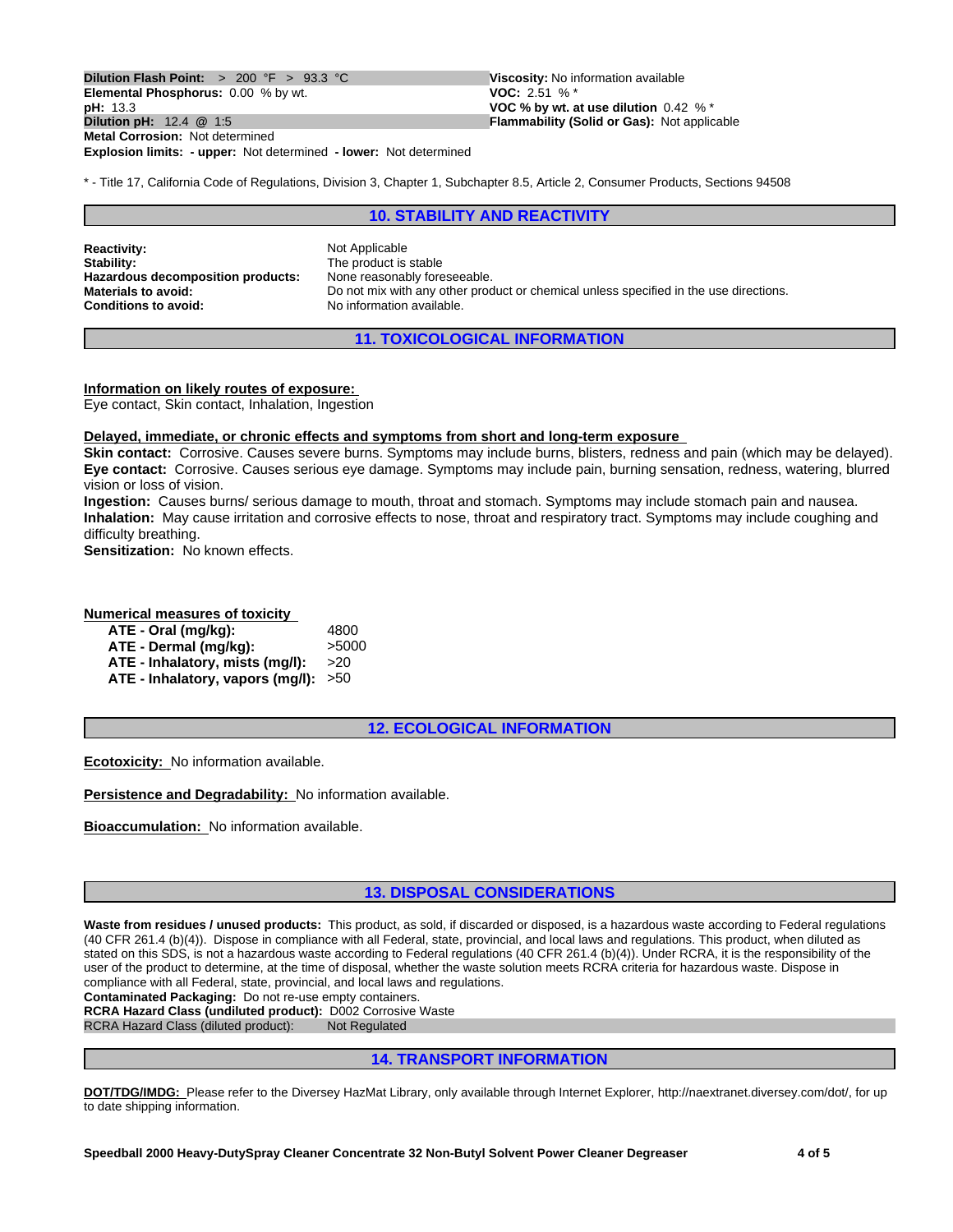**Dilution Flash Point:** > 200 °F > 93.3 °C
**Elemental Phosphorus:** 0.00 % by wt.
**pH:** 13.3
**Dilution pH:** 12.4 @ 1:5
**Metal Corrosion:** Not determined
**Explosion limits: - upper:** Not determined **- lower:** Not determined

**Viscosity:** No information available
**VOC:** 2.51 % *
**VOC % by wt. at use dilution** 0.42 % *
**Flammability (Solid or Gas):** Not applicable

* - Title 17, California Code of Regulations, Division 3, Chapter 1, Subchapter 8.5, Article 2, Consumer Products, Sections 94508

## 10. STABILITY AND REACTIVITY

**Reactivity:** Not Applicable
**Stability:** The product is stable
**Hazardous decomposition products:** None reasonably foreseeable.
**Materials to avoid:** Do not mix with any other product or chemical unless specified in the use directions.
**Conditions to avoid:** No information available.

## 11. TOXICOLOGICAL INFORMATION

**Information on likely routes of exposure:**
Eye contact, Skin contact, Inhalation, Ingestion

**Delayed, immediate, or chronic effects and symptoms from short and long-term exposure**
**Skin contact:** Corrosive. Causes severe burns. Symptoms may include burns, blisters, redness and pain (which may be delayed).
**Eye contact:** Corrosive. Causes serious eye damage. Symptoms may include pain, burning sensation, redness, watering, blurred vision or loss of vision.
**Ingestion:** Causes burns/ serious damage to mouth, throat and stomach. Symptoms may include stomach pain and nausea.
**Inhalation:** May cause irritation and corrosive effects to nose, throat and respiratory tract. Symptoms may include coughing and difficulty breathing.
**Sensitization:** No known effects.

**Numerical measures of toxicity**

| | |
|---|---|
| **ATE - Oral (mg/kg):** | 4800 |
| **ATE - Dermal (mg/kg):** | >5000 |
| **ATE - Inhalatory, mists (mg/l):** | >20 |
| **ATE - Inhalatory, vapors (mg/l):** | >50 |

## 12. ECOLOGICAL INFORMATION

**Ecotoxicity:** No information available.

**Persistence and Degradability:** No information available.

**Bioaccumulation:** No information available.

## 13. DISPOSAL CONSIDERATIONS

**Waste from residues / unused products:** This product, as sold, if discarded or disposed, is a hazardous waste according to Federal regulations (40 CFR 261.4 (b)(4)). Dispose in compliance with all Federal, state, provincial, and local laws and regulations. This product, when diluted as stated on this SDS, is not a hazardous waste according to Federal regulations (40 CFR 261.4 (b)(4)). Under RCRA, it is the responsibility of the user of the product to determine, at the time of disposal, whether the waste solution meets RCRA criteria for hazardous waste. Dispose in compliance with all Federal, state, provincial, and local laws and regulations.
**Contaminated Packaging:** Do not re-use empty containers.
**RCRA Hazard Class (undiluted product):** D002 Corrosive Waste
RCRA Hazard Class (diluted product): Not Regulated

## 14. TRANSPORT INFORMATION

**DOT/TDG/IMDG:** Please refer to the Diversey HazMat Library, only available through Internet Explorer, http://naextranet.diversey.com/dot/, for up to date shipping information.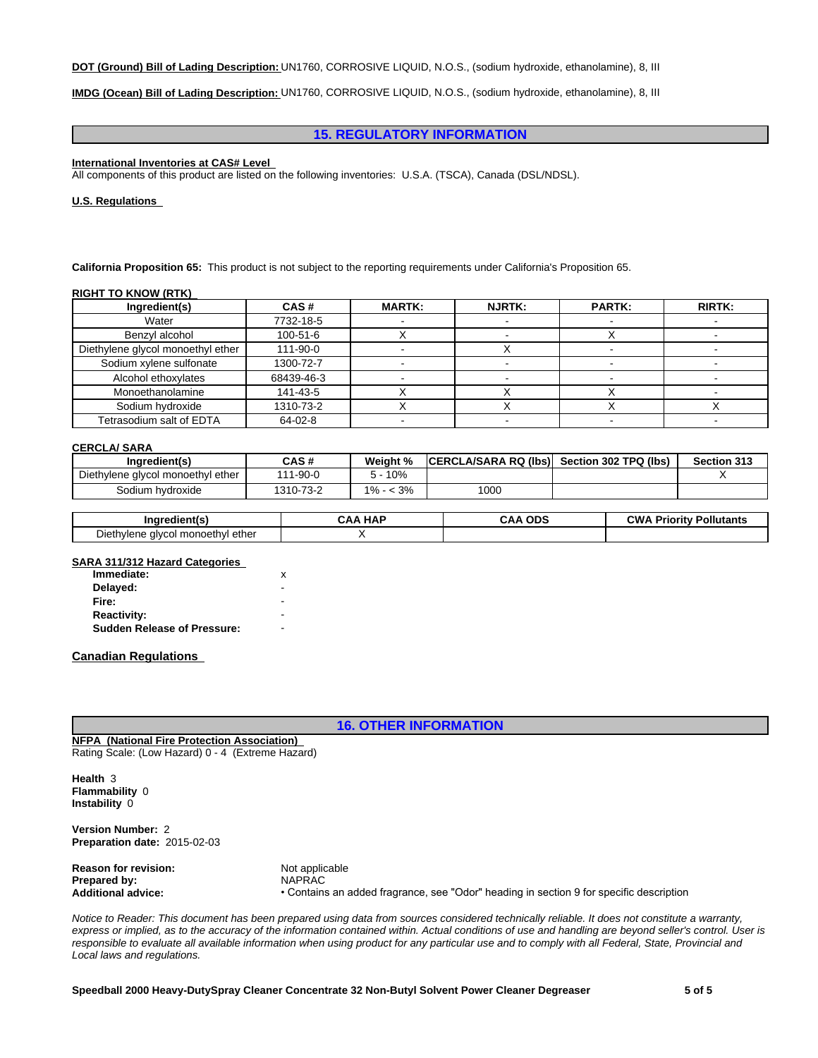**DOT (Ground) Bill of Lading Description:** UN1760, CORROSIVE LIQUID, N.O.S., (sodium hydroxide, ethanolamine), 8, III

**IMDG (Ocean) Bill of Lading Description:** UN1760, CORROSIVE LIQUID, N.O.S., (sodium hydroxide, ethanolamine), 8, III

## 15. REGULATORY INFORMATION

**International Inventories at CAS# Level**

All components of this product are listed on the following inventories: U.S.A. (TSCA), Canada (DSL/NDSL).

**U.S. Regulations**

**California Proposition 65:** This product is not subject to the reporting requirements under California's Proposition 65.

**RIGHT TO KNOW (RTK)**

| Ingredient(s) | CAS # | MARTK: | NJRTK: | PARTK: | RIRTK: |
|---|---|---|---|---|---|
| Water | 7732-18-5 | - | - | - | - |
| Benzyl alcohol | 100-51-6 | X | - | X | - |
| Diethylene glycol monoethyl ether | 111-90-0 | - | X | - | - |
| Sodium xylene sulfonate | 1300-72-7 | - | - | - | - |
| Alcohol ethoxylates | 68439-46-3 | - | - | - | - |
| Monoethanolamine | 141-43-5 | X | X | X | - |
| Sodium hydroxide | 1310-73-2 | X | X | X | X |
| Tetrasodium salt of EDTA | 64-02-8 | - | - | - | - |

**CERCLA/ SARA**

| Ingredient(s) | CAS # | Weight % | CERCLA/SARA RQ (lbs) | Section 302 TPQ (lbs) | Section 313 |
|---|---|---|---|---|---|
| Diethylene glycol monoethyl ether | 111-90-0 | 5 - 10% | | | X |
| Sodium hydroxide | 1310-73-2 | 1% - < 3% | 1000 | | |

| Ingredient(s) | CAA HAP | CAA ODS | CWA Priority Pollutants |
|---|---|---|---|
| Diethylene glycol monoethyl ether | X | | |

**SARA 311/312 Hazard Categories**

| | |
|---|---|
| **Immediate:** | x |
| **Delayed:** | - |
| **Fire:** | - |
| **Reactivity:** | - |
| **Sudden Release of Pressure:** | - |

**Canadian Regulations**

## 16. OTHER INFORMATION

**NFPA (National Fire Protection Association)**

Rating Scale: (Low Hazard) 0 - 4 (Extreme Hazard)

**Health** 3
**Flammability** 0
**Instability** 0

**Version Number:** 2
**Preparation date:** 2015-02-03

**Reason for revision:** Not applicable
**Prepared by:** NAPRAC
**Additional advice:** • Contains an added fragrance, see "Odor" heading in section 9 for specific description

*Notice to Reader: This document has been prepared using data from sources considered technically reliable. It does not constitute a warranty, express or implied, as to the accuracy of the information contained within. Actual conditions of use and handling are beyond seller's control. User is responsible to evaluate all available information when using product for any particular use and to comply with all Federal, State, Provincial and Local laws and regulations.*